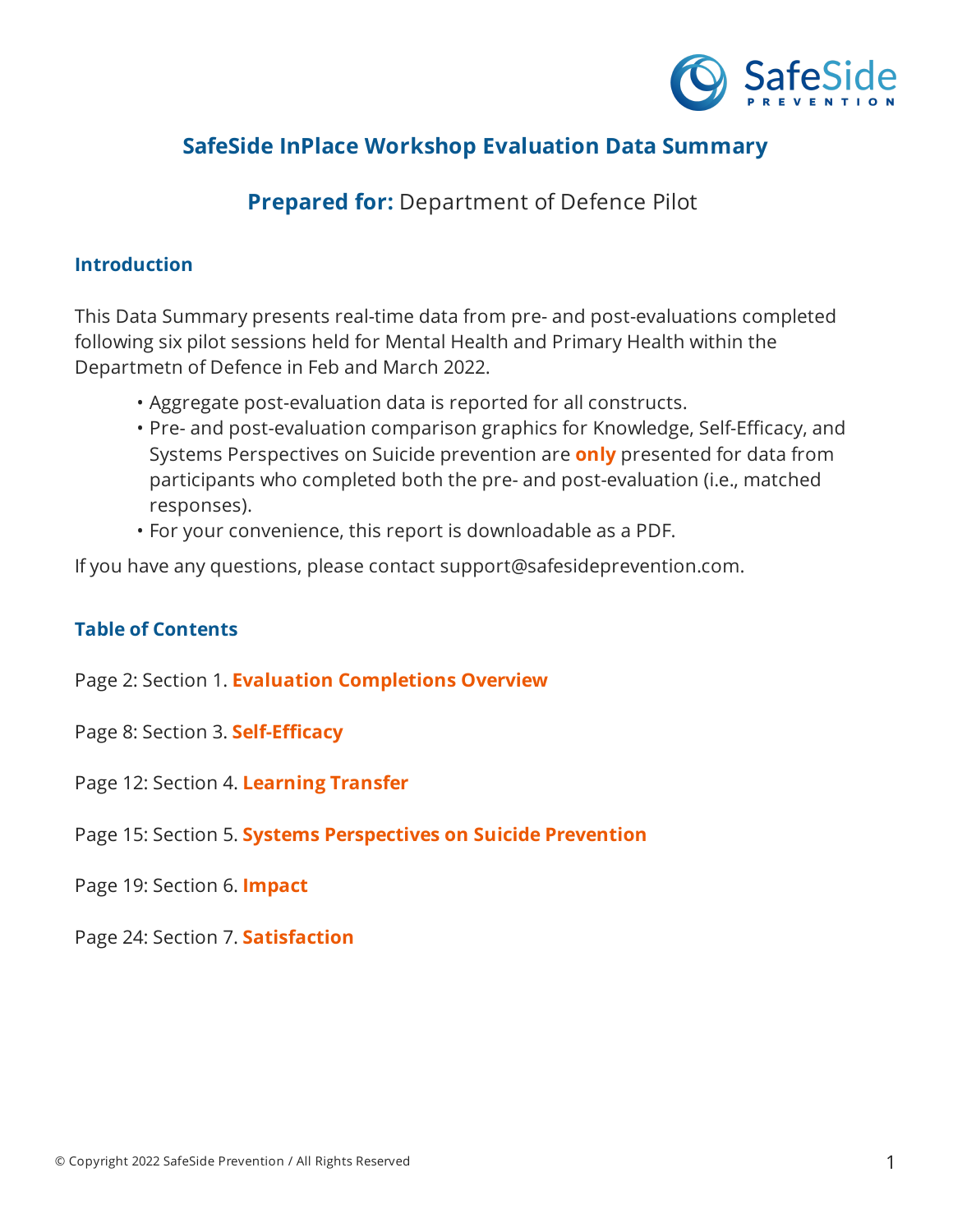# SafeSide InPlace Workshop Evaluation Data Summary

## **Prepared for:** Department of Defence Pilot

### Introduction

This Data Summary presents real-time data from pre- and post-evaluations completed following six pilot sessions held for Mental Health and Primary Health within the Departmetn of Defence in Feb and March 2022.

- Aggregate post-evaluation data is reported for all constructs.
- Pre- and post-evaluation comparison graphics for Knowledge, Self-Efficacy, and Systems Perspectives on Suicide prevention are **only** presented for data from participants who completed both the pre- and post-evaluation (i.e., matched responses).
- For your convenience, this report is downloadable as a PDF.

If you have any questions, please contact support@safesideprevention.com.

### Table of Contents

Page 2: Section 1. **Evaluation Completions Overview**

Page 8: Section 3. **Self-Efficacy**

Page 12: Section 4. **Learning Transfer**

Page 15: Section 5. **Systems Perspectives on Suicide Prevention**

Page 19: Section 6. **Impact**

Page 24: Section 7. **Satisfaction**

© Copyright 2022 SafeSide Prevention / All Rights Reserved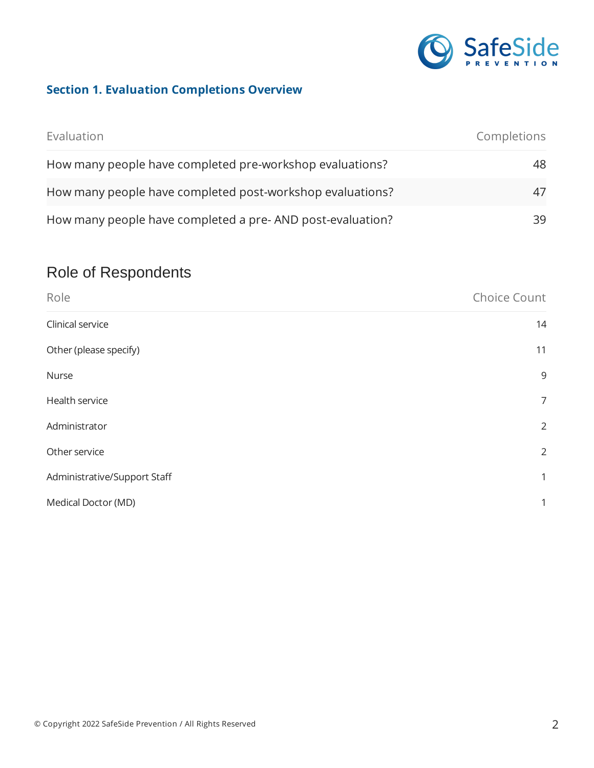## Section 1. Evaluation Completions Overview

| Evaluation | Completions |
|---|---|
| How many people have completed pre-workshop evaluations? | 48 |
| How many people have completed post-workshop evaluations? | 47 |
| How many people have completed a pre- AND post-evaluation? | 39 |

## Role of Respondents

| Role | Choice Count |
|---|---|
| Clinical service | 14 |
| Other (please specify) | 11 |
| Nurse | 9 |
| Health service | 7 |
| Administrator | 2 |
| Other service | 2 |
| Administrative/Support Staff | 1 |
| Medical Doctor (MD) | 1 |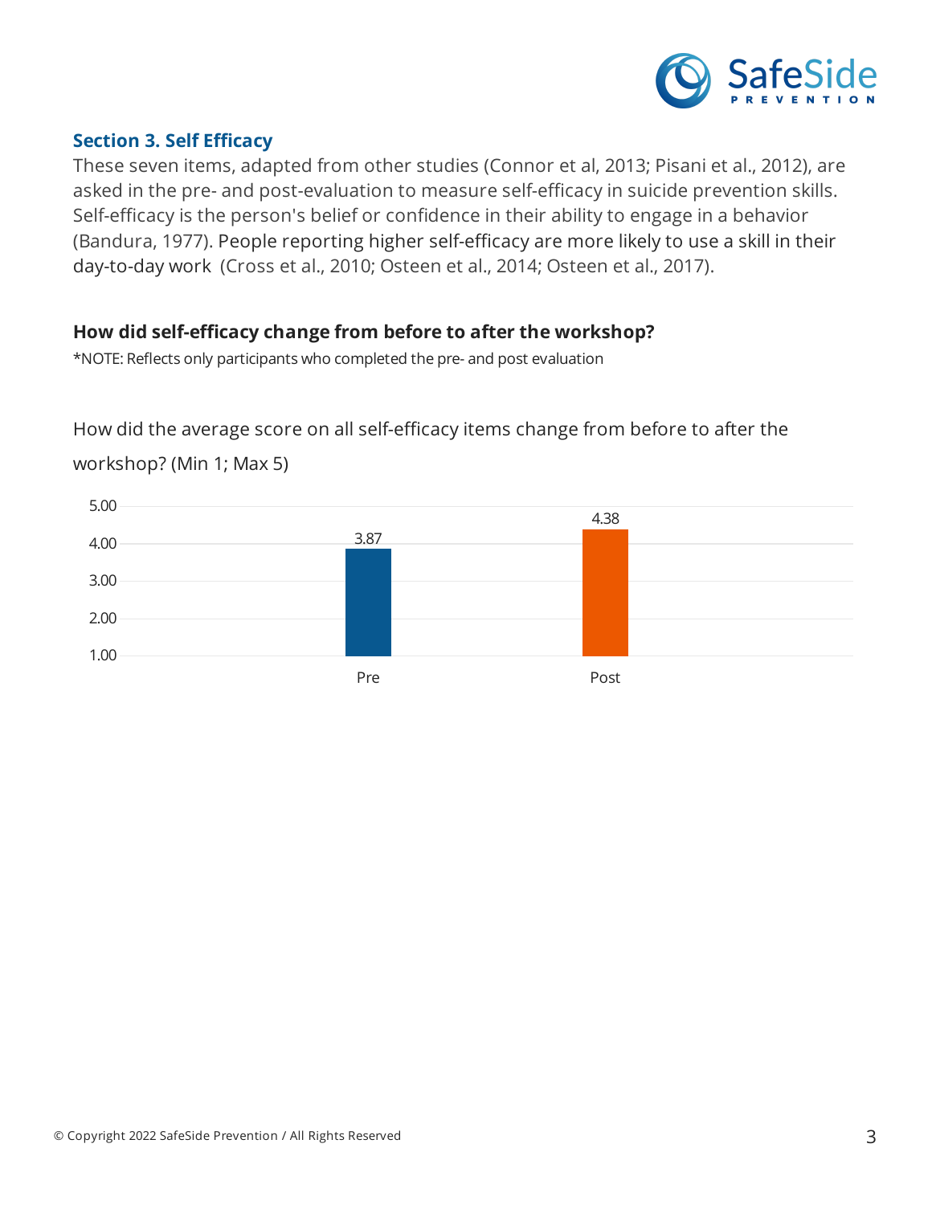## Section 3. Self Efficacy

These seven items, adapted from other studies (Connor et al, 2013; Pisani et al., 2012), are asked in the pre- and post-evaluation to measure self-efficacy in suicide prevention skills. Self-efficacy is the person's belief or confidence in their ability to engage in a behavior (Bandura, 1977). People reporting higher self-efficacy are more likely to use a skill in their day-to-day work (Cross et al., 2010; Osteen et al., 2014; Osteen et al., 2017).

### How did self-efficacy change from before to after the workshop?

*NOTE: Reflects only participants who completed the pre- and post evaluation

How did the average score on all self-efficacy items change from before to after the workshop? (Min 1; Max 5)

| | Pre | Post |
|---|---|---|
| Average score | 3.87 | 4.38 |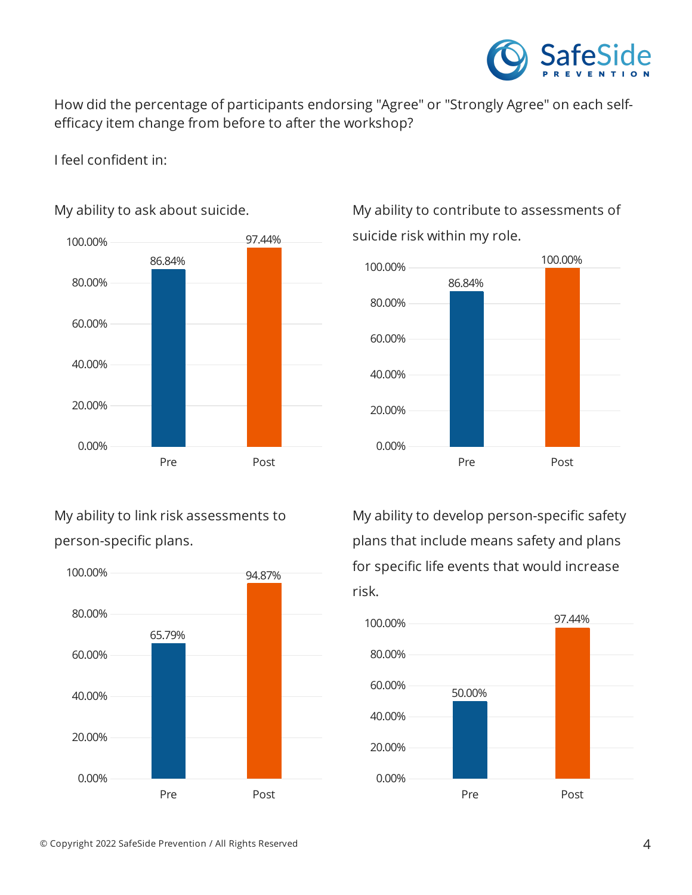How did the percentage of participants endorsing "Agree" or "Strongly Agree" on each self-efficacy item change from before to after the workshop?

I feel confident in:

My ability to ask about suicide.

| | Pre | Post |
|---|---|---|
| Percentage | 86.84% | 97.44% |

My ability to contribute to assessments of suicide risk within my role.

| | Pre | Post |
|---|---|---|
| Percentage | 86.84% | 100.00% |

My ability to link risk assessments to person-specific plans.

| | Pre | Post |
|---|---|---|
| Percentage | 65.79% | 94.87% |

My ability to develop person-specific safety plans that include means safety and plans for specific life events that would increase risk.

| | Pre | Post |
|---|---|---|
| Percentage | 50.00% | 97.44% |

© Copyright 2022 SafeSide Prevention / All Rights Reserved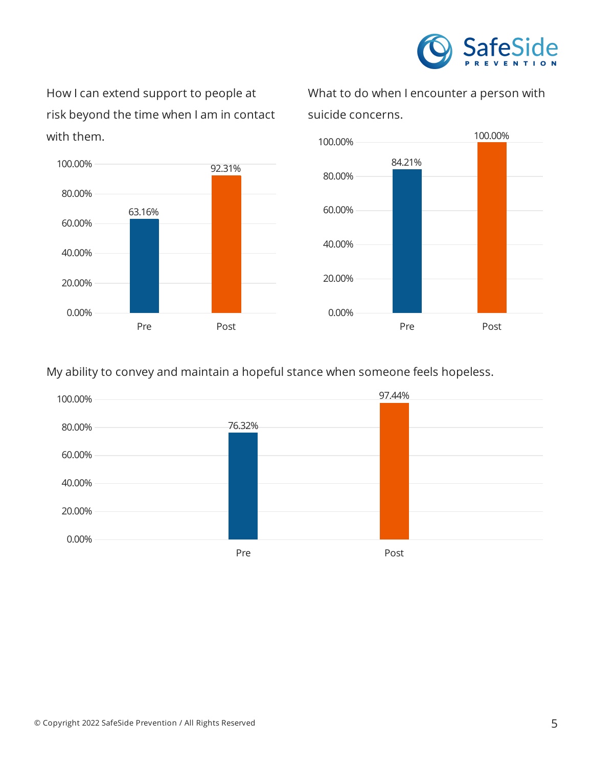How I can extend support to people at risk beyond the time when I am in contact with them.

| | Pre | Post |
|---|---|---|
| | 63.16% | 92.31% |

What to do when I encounter a person with suicide concerns.

| | Pre | Post |
|---|---|---|
| | 84.21% | 100.00% |

My ability to convey and maintain a hopeful stance when someone feels hopeless.

| | Pre | Post |
|---|---|---|
| | 76.32% | 97.44% |

© Copyright 2022 SafeSide Prevention / All Rights Reserved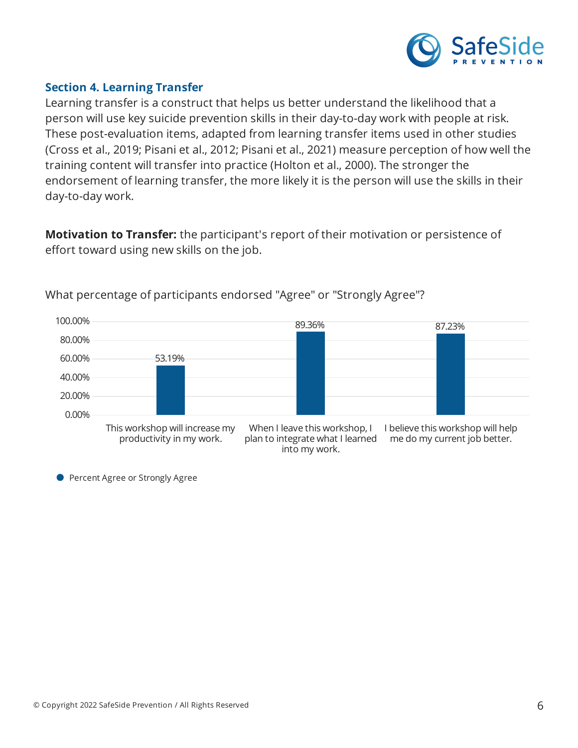## Section 4. Learning Transfer

Learning transfer is a construct that helps us better understand the likelihood that a person will use key suicide prevention skills in their day-to-day work with people at risk. These post-evaluation items, adapted from learning transfer items used in other studies (Cross et al., 2019; Pisani et al., 2012; Pisani et al., 2021) measure perception of how well the training content will transfer into practice (Holton et al., 2000). The stronger the endorsement of learning transfer, the more likely it is the person will use the skills in their day-to-day work.

**Motivation to Transfer:** the participant's report of their motivation or persistence of effort toward using new skills on the job.

What percentage of participants endorsed "Agree" or "Strongly Agree"?

| Item | Percent Agree or Strongly Agree |
|---|---|
| This workshop will increase my productivity in my work. | 53.19% |
| When I leave this workshop, I plan to integrate what I learned into my work. | 89.36% |
| I believe this workshop will help me do my current job better. | 87.23% |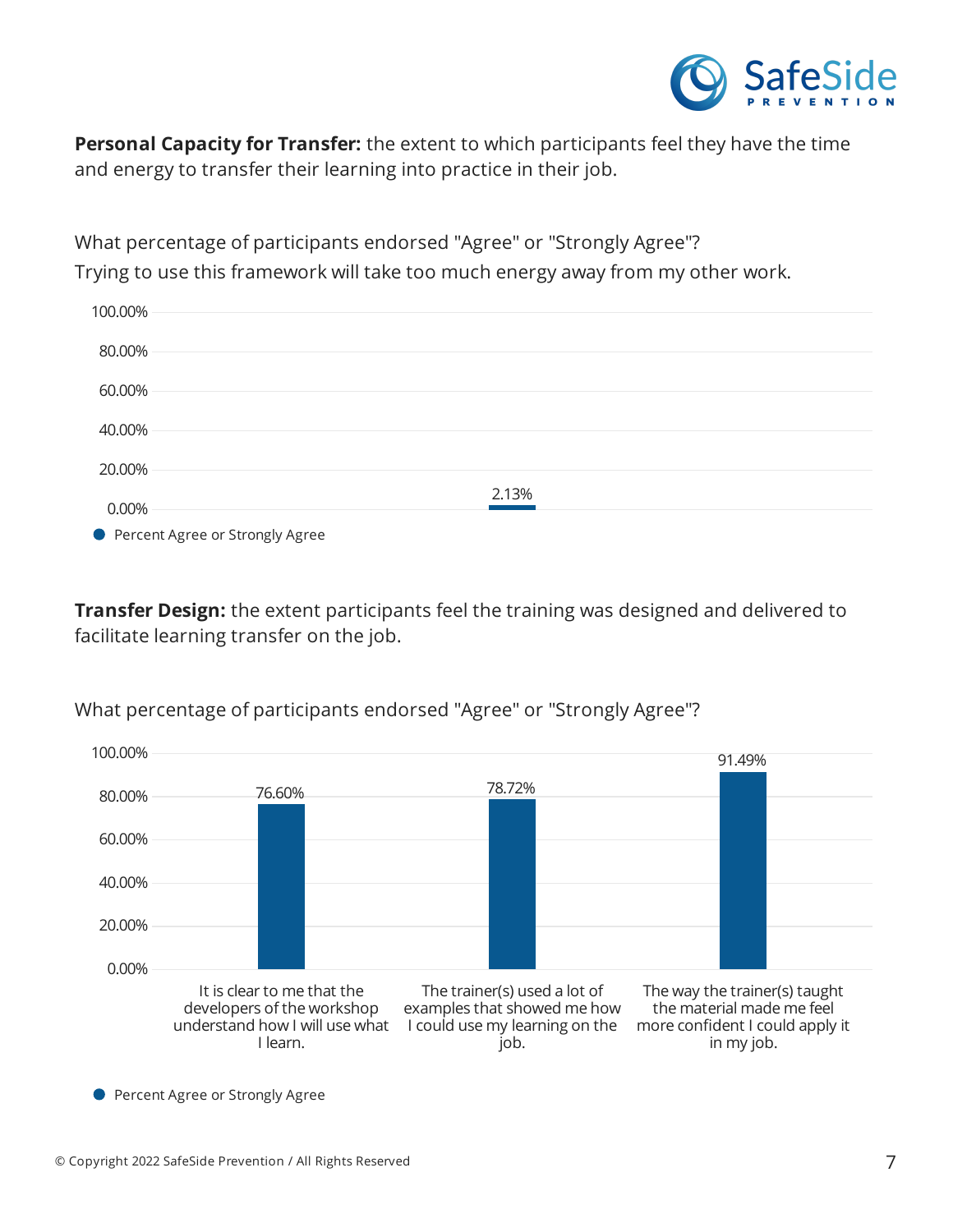**Personal Capacity for Transfer:** the extent to which participants feel they have the time and energy to transfer their learning into practice in their job.

What percentage of participants endorsed "Agree" or "Strongly Agree"?
Trying to use this framework will take too much energy away from my other work.

| | Percent Agree or Strongly Agree |
|---|---|
| Trying to use this framework will take too much energy away from my other work. | 2.13% |

**Transfer Design:** the extent participants feel the training was designed and delivered to facilitate learning transfer on the job.

What percentage of participants endorsed "Agree" or "Strongly Agree"?

| | Percent Agree or Strongly Agree |
|---|---|
| It is clear to me that the developers of the workshop understand how I will use what I learn. | 76.60% |
| The trainer(s) used a lot of examples that showed me how I could use my learning on the job. | 78.72% |
| The way the trainer(s) taught the material made me feel more confident I could apply it in my job. | 91.49% |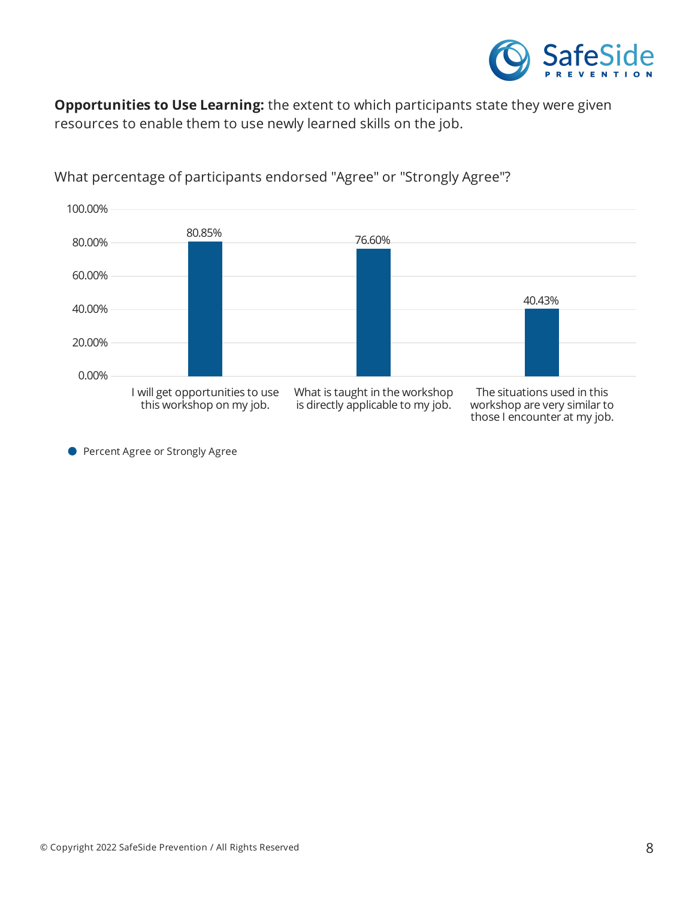**Opportunities to Use Learning:** the extent to which participants state they were given resources to enable them to use newly learned skills on the job.

What percentage of participants endorsed "Agree" or "Strongly Agree"?

| Item | Percent Agree or Strongly Agree |
| --- | --- |
| I will get opportunities to use this workshop on my job. | 80.85% |
| What is taught in the workshop is directly applicable to my job. | 76.60% |
| The situations used in this workshop are very similar to those I encounter at my job. | 40.43% |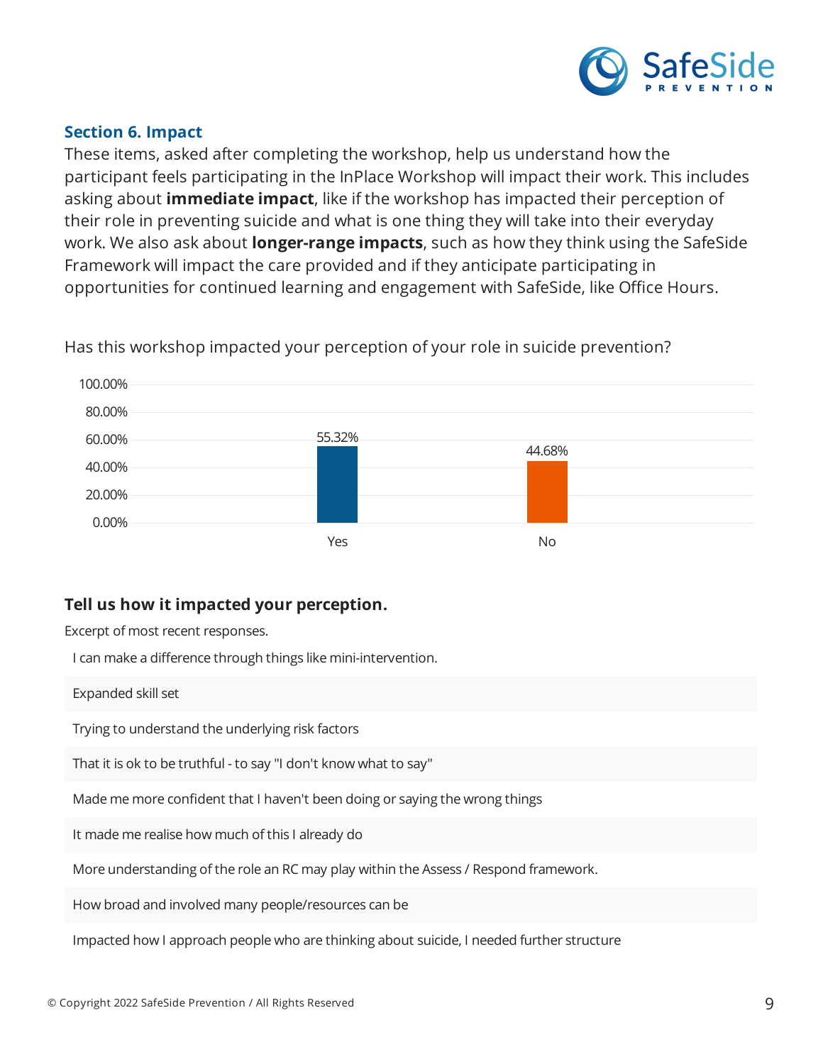## Section 6. Impact

These items, asked after completing the workshop, help us understand how the participant feels participating in the InPlace Workshop will impact their work. This includes asking about **immediate impact**, like if the workshop has impacted their perception of their role in preventing suicide and what is one thing they will take into their everyday work. We also ask about **longer-range impacts**, such as how they think using the SafeSide Framework will impact the care provided and if they anticipate participating in opportunities for continued learning and engagement with SafeSide, like Office Hours.

Has this workshop impacted your perception of your role in suicide prevention?

| Response | Percentage |
| --- | --- |
| Yes | 55.32% |
| No | 44.68% |

**Tell us how it impacted your perception.**

Excerpt of most recent responses.

- I can make a difference through things like mini-intervention.
- Expanded skill set
- Trying to understand the underlying risk factors
- That it is ok to be truthful - to say "I don't know what to say"
- Made me more confident that I haven't been doing or saying the wrong things
- It made me realise how much of this I already do
- More understanding of the role an RC may play within the Assess / Respond framework.
- How broad and involved many people/resources can be
- Impacted how I approach people who are thinking about suicide, I needed further structure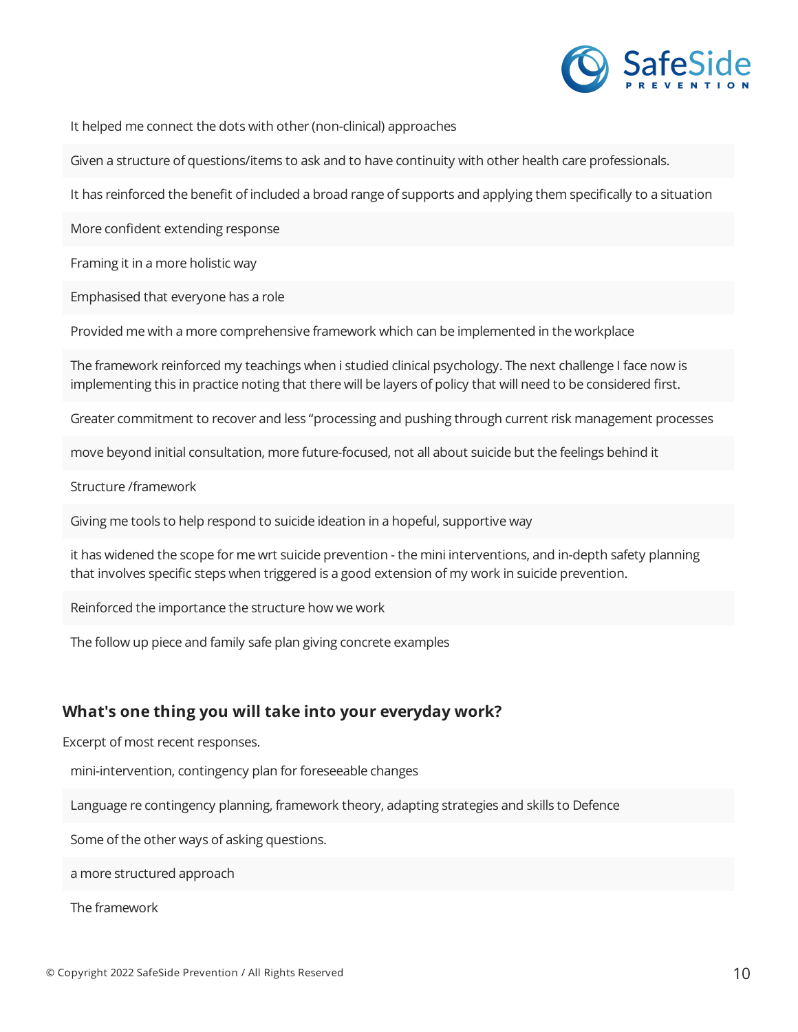It helped me connect the dots with other (non-clinical) approaches

Given a structure of questions/items to ask and to have continuity with other health care professionals.

It has reinforced the benefit of included a broad range of supports and applying them specifically to a situation

More confident extending response

Framing it in a more holistic way

Emphasised that everyone has a role

Provided me with a more comprehensive framework which can be implemented in the workplace

The framework reinforced my teachings when i studied clinical psychology. The next challenge I face now is implementing this in practice noting that there will be layers of policy that will need to be considered first.

Greater commitment to recover and less “processing and pushing through current risk management processes

move beyond initial consultation, more future-focused, not all about suicide but the feelings behind it

Structure /framework

Giving me tools to help respond to suicide ideation in a hopeful, supportive way

it has widened the scope for me wrt suicide prevention - the mini interventions, and in-depth safety planning that involves specific steps when triggered is a good extension of my work in suicide prevention.

Reinforced the importance the structure how we work

The follow up piece and family safe plan giving concrete examples

## What's one thing you will take into your everyday work?

Excerpt of most recent responses.

mini-intervention, contingency plan for foreseeable changes

Language re contingency planning, framework theory, adapting strategies and skills to Defence

Some of the other ways of asking questions.

a more structured approach

The framework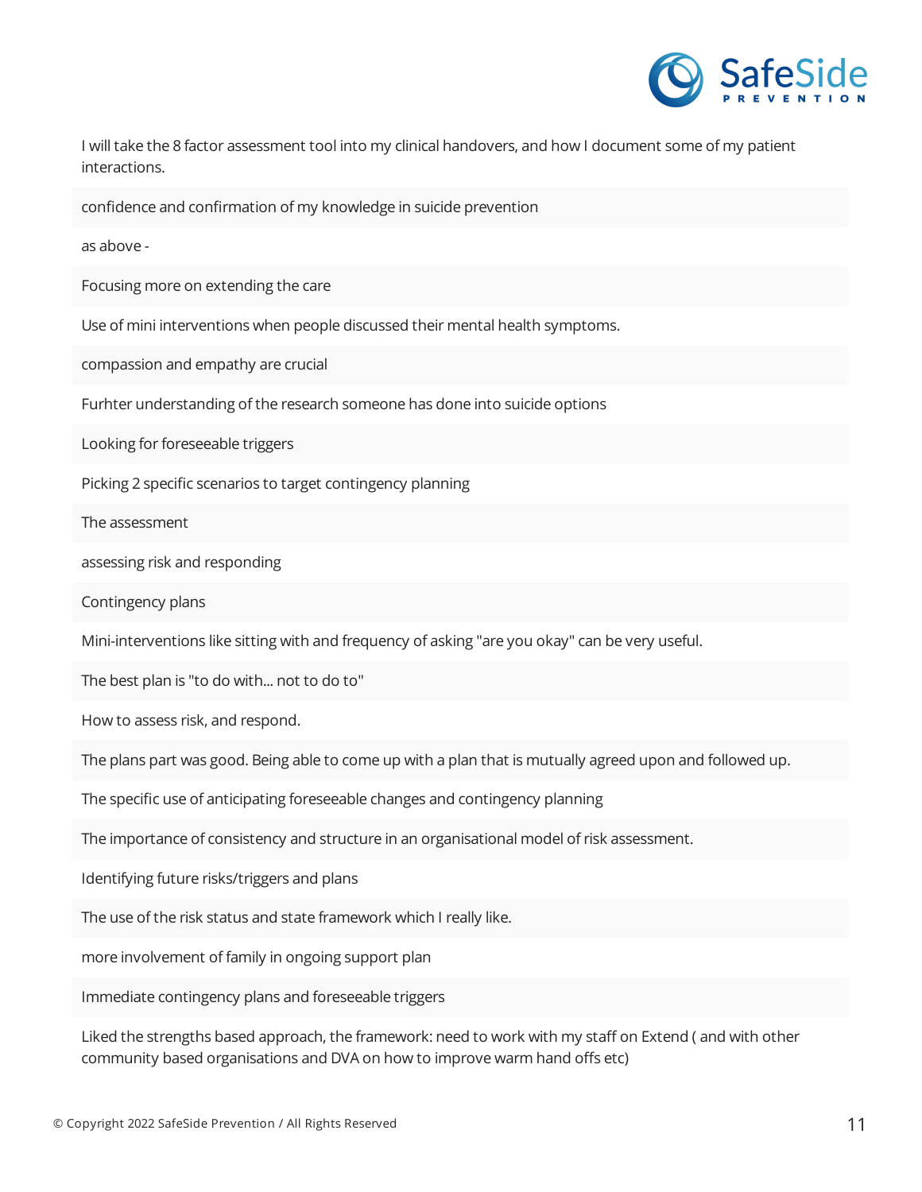I will take the 8 factor assessment tool into my clinical handovers, and how I document some of my patient interactions.

confidence and confirmation of my knowledge in suicide prevention

as above -

Focusing more on extending the care

Use of mini interventions when people discussed their mental health symptoms.

compassion and empathy are crucial

Furhter understanding of the research someone has done into suicide options

Looking for foreseeable triggers

Picking 2 specific scenarios to target contingency planning

The assessment

assessing risk and responding

Contingency plans

Mini-interventions like sitting with and frequency of asking "are you okay" can be very useful.

The best plan is "to do with... not to do to"

How to assess risk, and respond.

The plans part was good. Being able to come up with a plan that is mutually agreed upon and followed up.

The specific use of anticipating foreseeable changes and contingency planning

The importance of consistency and structure in an organisational model of risk assessment.

Identifying future risks/triggers and plans

The use of the risk status and state framework which I really like.

more involvement of family in ongoing support plan

Immediate contingency plans and foreseeable triggers

Liked the strengths based approach, the framework: need to work with my staff on Extend ( and with other community based organisations and DVA on how to improve warm hand offs etc)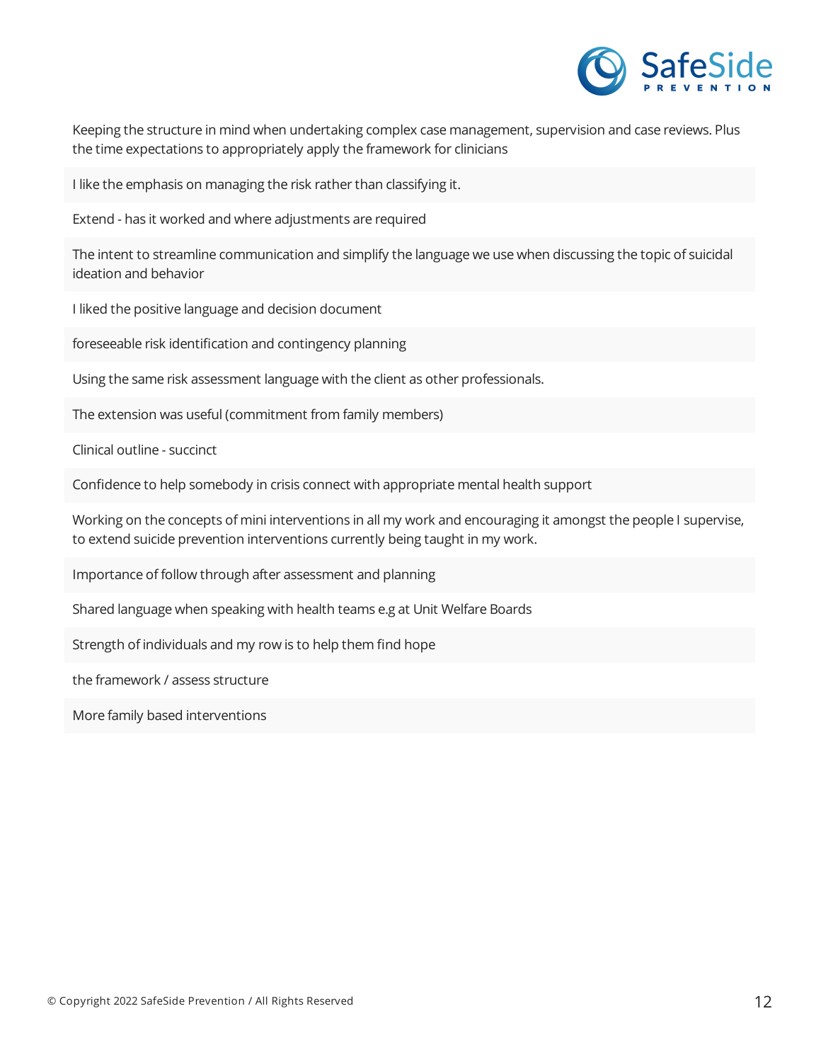Keeping the structure in mind when undertaking complex case management, supervision and case reviews. Plus the time expectations to appropriately apply the framework for clinicians

I like the emphasis on managing the risk rather than classifying it.

Extend - has it worked and where adjustments are required

The intent to streamline communication and simplify the language we use when discussing the topic of suicidal ideation and behavior

I liked the positive language and decision document

foreseeable risk identification and contingency planning

Using the same risk assessment language with the client as other professionals.

The extension was useful (commitment from family members)

Clinical outline - succinct

Confidence to help somebody in crisis connect with appropriate mental health support

Working on the concepts of mini interventions in all my work and encouraging it amongst the people I supervise, to extend suicide prevention interventions currently being taught in my work.

Importance of follow through after assessment and planning

Shared language when speaking with health teams e.g at Unit Welfare Boards

Strength of individuals and my row is to help them find hope

the framework / assess structure

More family based interventions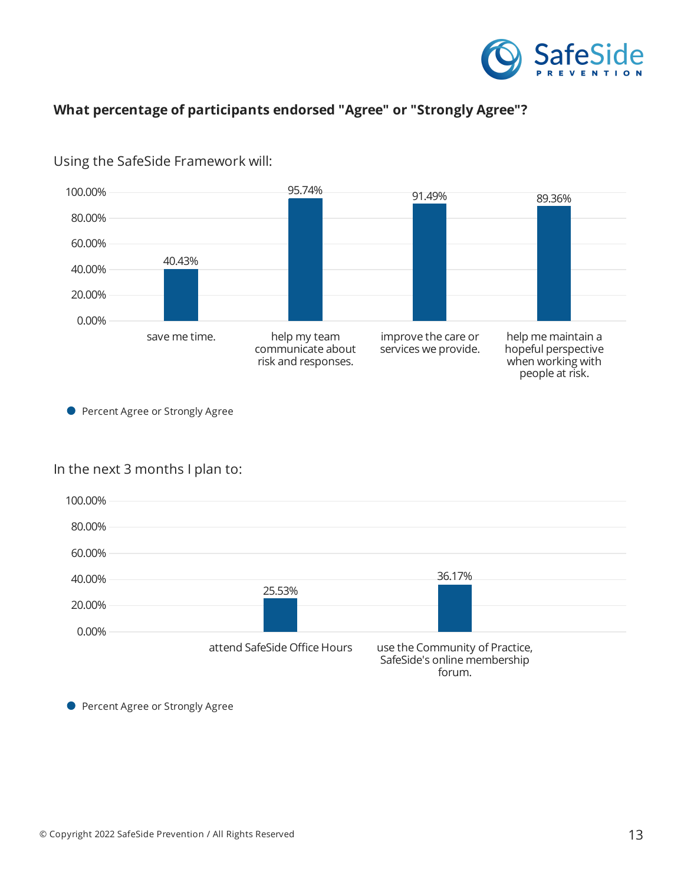## What percentage of participants endorsed "Agree" or "Strongly Agree"?

Using the SafeSide Framework will:

| | Percent Agree or Strongly Agree |
|---|---|
| save me time. | 40.43% |
| help my team communicate about risk and responses. | 95.74% |
| improve the care or services we provide. | 91.49% |
| help me maintain a hopeful perspective when working with people at risk. | 89.36% |

In the next 3 months I plan to:

| | Percent Agree or Strongly Agree |
|---|---|
| attend SafeSide Office Hours | 25.53% |
| use the Community of Practice, SafeSide's online membership forum. | 36.17% |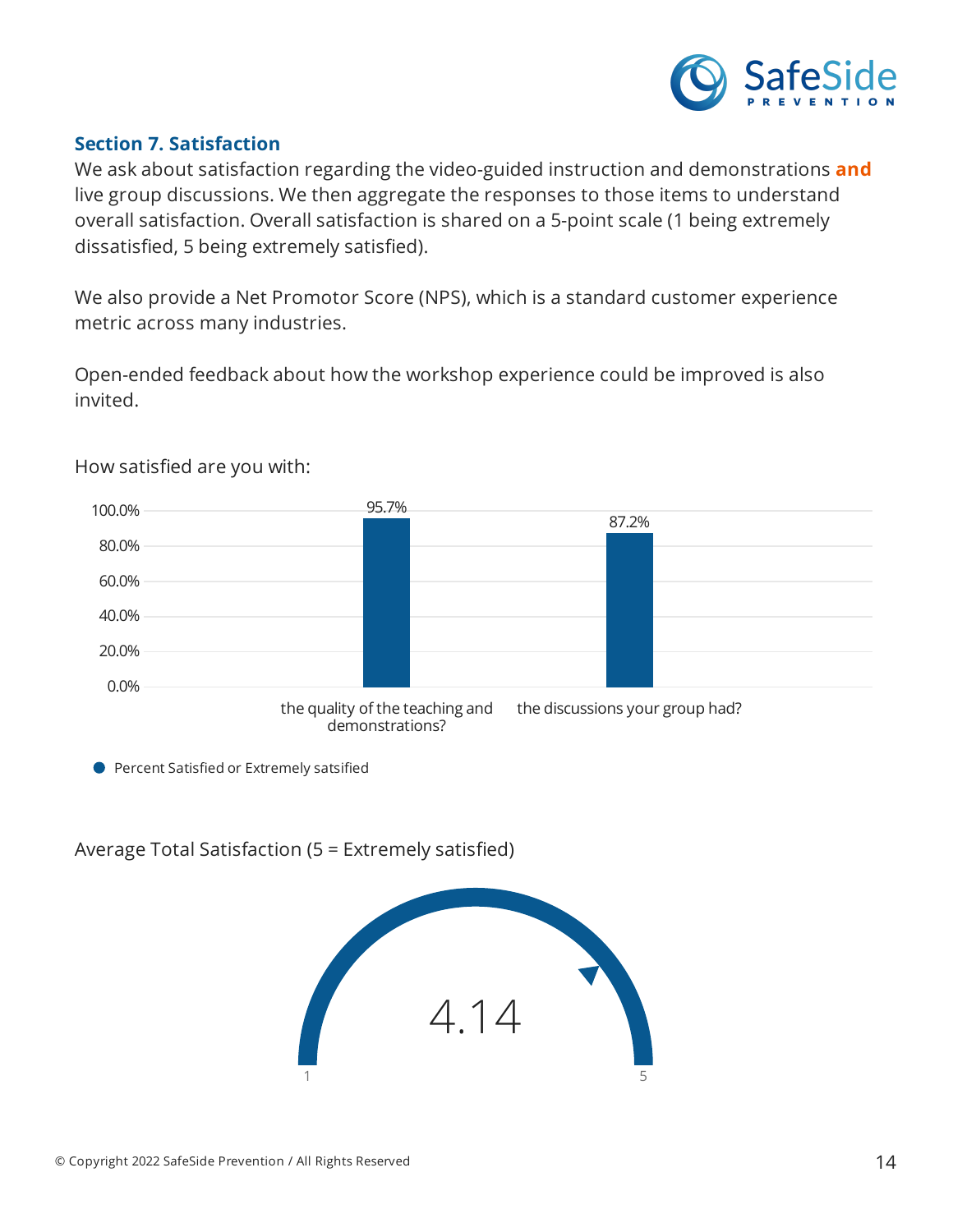## Section 7. Satisfaction

We ask about satisfaction regarding the video-guided instruction and demonstrations **and** live group discussions. We then aggregate the responses to those items to understand overall satisfaction. Overall satisfaction is shared on a 5-point scale (1 being extremely dissatisfied, 5 being extremely satisfied).

We also provide a Net Promotor Score (NPS), which is a standard customer experience metric across many industries.

Open-ended feedback about how the workshop experience could be improved is also invited.

How satisfied are you with:

| | Percent Satisfied or Extremely satsified |
|---|---|
| the quality of the teaching and demonstrations? | 95.7% |
| the discussions your group had? | 87.2% |

Average Total Satisfaction (5 = Extremely satisfied)

4.14

1 — 5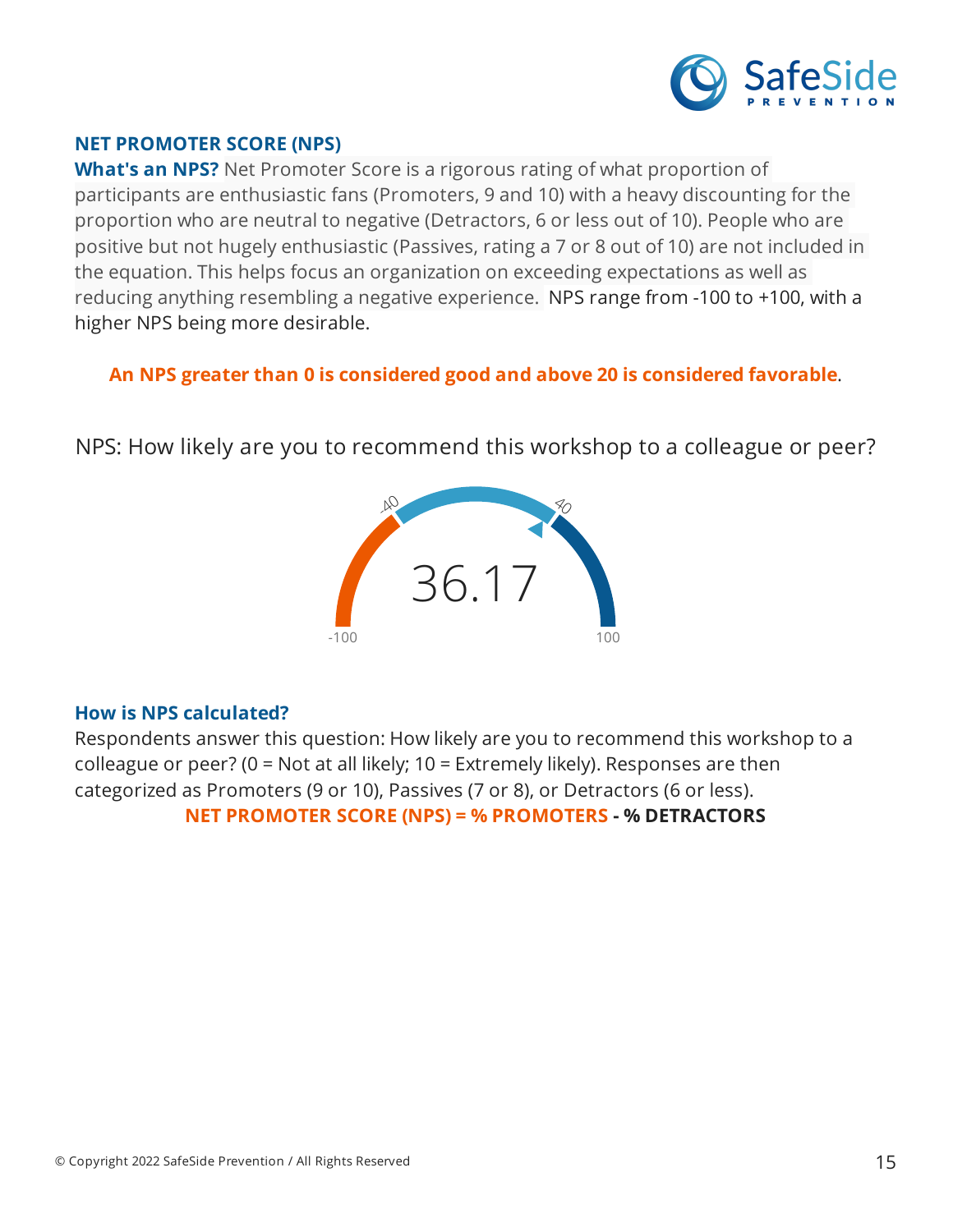## NET PROMOTER SCORE (NPS)

**What's an NPS?** Net Promoter Score is a rigorous rating of what proportion of participants are enthusiastic fans (Promoters, 9 and 10) with a heavy discounting for the proportion who are neutral to negative (Detractors, 6 or less out of 10). People who are positive but not hugely enthusiastic (Passives, rating a 7 or 8 out of 10) are not included in the equation. This helps focus an organization on exceeding expectations as well as reducing anything resembling a negative experience. NPS range from -100 to +100, with a higher NPS being more desirable.

**An NPS greater than 0 is considered good and above 20 is considered favorable.**

NPS: How likely are you to recommend this workshop to a colleague or peer?

-40 40

36.17

-100 100

### How is NPS calculated?

Respondents answer this question: How likely are you to recommend this workshop to a colleague or peer? (0 = Not at all likely; 10 = Extremely likely). Responses are then categorized as Promoters (9 or 10), Passives (7 or 8), or Detractors (6 or less).

**NET PROMOTER SCORE (NPS) = % PROMOTERS - % DETRACTORS**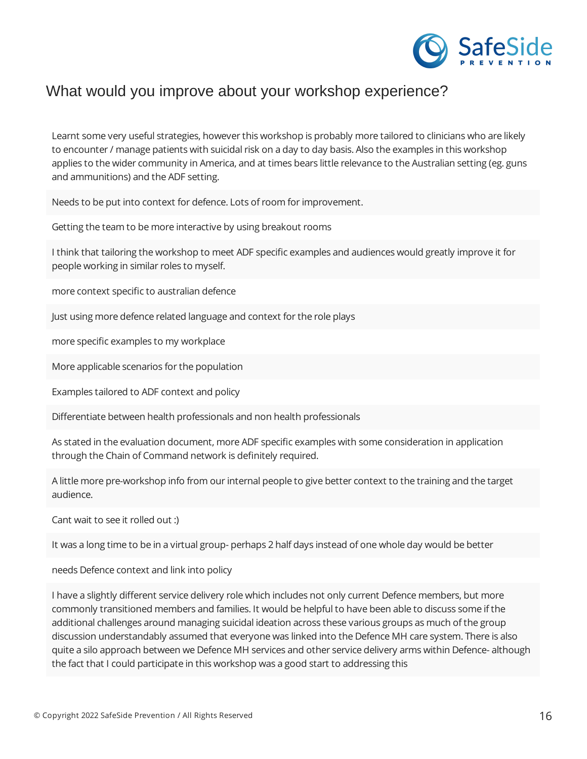## What would you improve about your workshop experience?

Learnt some very useful strategies, however this workshop is probably more tailored to clinicians who are likely to encounter / manage patients with suicidal risk on a day to day basis. Also the examples in this workshop applies to the wider community in America, and at times bears little relevance to the Australian setting (eg. guns and ammunitions) and the ADF setting.

Needs to be put into context for defence. Lots of room for improvement.

Getting the team to be more interactive by using breakout rooms

I think that tailoring the workshop to meet ADF specific examples and audiences would greatly improve it for people working in similar roles to myself.

more context specific to australian defence

Just using more defence related language and context for the role plays

more specific examples to my workplace

More applicable scenarios for the population

Examples tailored to ADF context and policy

Differentiate between health professionals and non health professionals

As stated in the evaluation document, more ADF specific examples with some consideration in application through the Chain of Command network is definitely required.

A little more pre-workshop info from our internal people to give better context to the training and the target audience.

Cant wait to see it rolled out :)

It was a long time to be in a virtual group- perhaps 2 half days instead of one whole day would be better

needs Defence context and link into policy

I have a slightly different service delivery role which includes not only current Defence members, but more commonly transitioned members and families. It would be helpful to have been able to discuss some if the additional challenges around managing suicidal ideation across these various groups as much of the group discussion understandably assumed that everyone was linked into the Defence MH care system. There is also quite a silo approach between we Defence MH services and other service delivery arms within Defence- although the fact that I could participate in this workshop was a good start to addressing this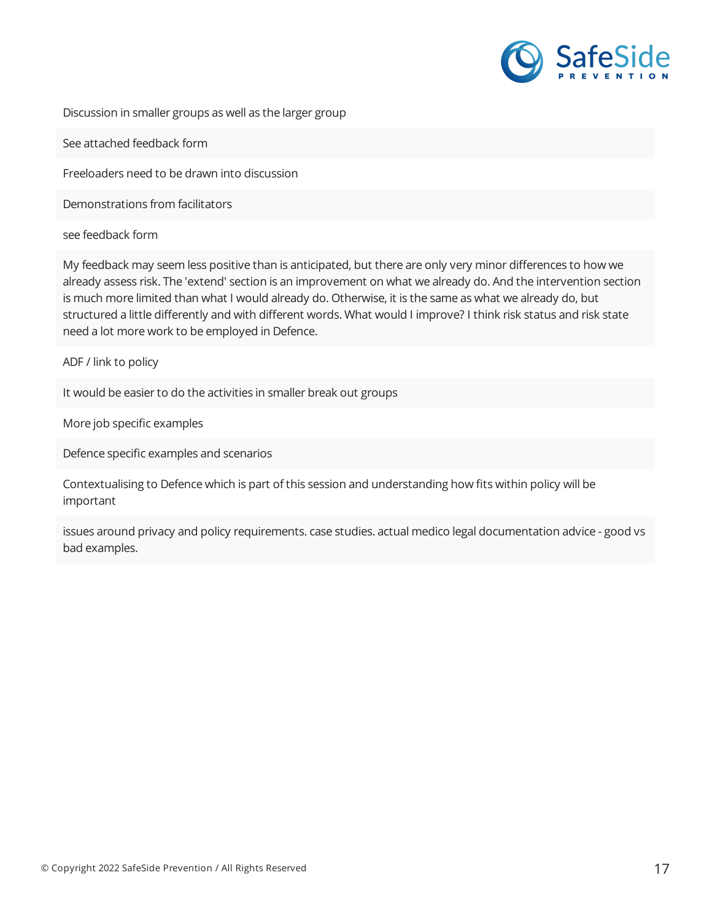Discussion in smaller groups as well as the larger group

See attached feedback form

Freeloaders need to be drawn into discussion

Demonstrations from facilitators

see feedback form

My feedback may seem less positive than is anticipated, but there are only very minor differences to how we already assess risk. The 'extend' section is an improvement on what we already do. And the intervention section is much more limited than what I would already do. Otherwise, it is the same as what we already do, but structured a little differently and with different words. What would I improve? I think risk status and risk state need a lot more work to be employed in Defence.

ADF / link to policy

It would be easier to do the activities in smaller break out groups

More job specific examples

Defence specific examples and scenarios

Contextualising to Defence which is part of this session and understanding how fits within policy will be important

issues around privacy and policy requirements. case studies. actual medico legal documentation advice - good vs bad examples.